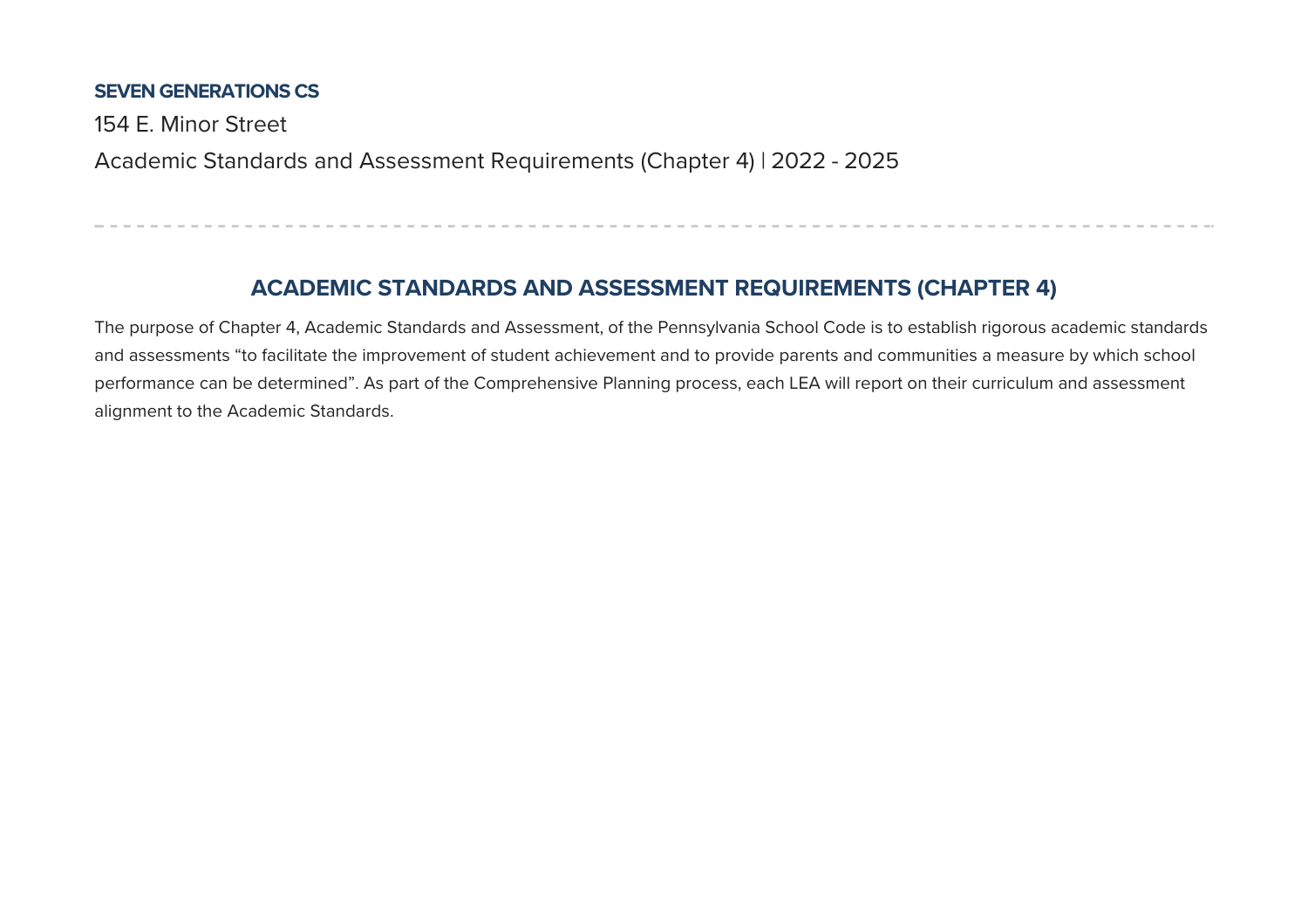**SEVEN GENERATIONS CS**

154 E. Minor Street

Academic Standards and Assessment Requirements (Chapter 4) | 2022 - 2025

---

## ACADEMIC STANDARDS AND ASSESSMENT REQUIREMENTS (CHAPTER 4)

The purpose of Chapter 4, Academic Standards and Assessment, of the Pennsylvania School Code is to establish rigorous academic standards and assessments “to facilitate the improvement of student achievement and to provide parents and communities a measure by which school performance can be determined”. As part of the Comprehensive Planning process, each LEA will report on their curriculum and assessment alignment to the Academic Standards.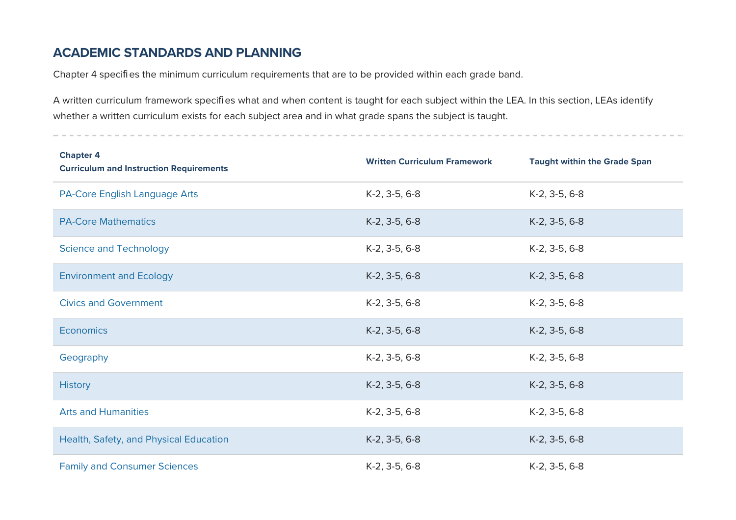## ACADEMIC STANDARDS AND PLANNING

Chapter 4 specifies the minimum curriculum requirements that are to be provided within each grade band.

A written curriculum framework specifies what and when content is taught for each subject within the LEA. In this section, LEAs identify whether a written curriculum exists for each subject area and in what grade spans the subject is taught.

| Chapter 4 Curriculum and Instruction Requirements | Written Curriculum Framework | Taught within the Grade Span |
| --- | --- | --- |
| PA-Core English Language Arts | K-2, 3-5, 6-8 | K-2, 3-5, 6-8 |
| PA-Core Mathematics | K-2, 3-5, 6-8 | K-2, 3-5, 6-8 |
| Science and Technology | K-2, 3-5, 6-8 | K-2, 3-5, 6-8 |
| Environment and Ecology | K-2, 3-5, 6-8 | K-2, 3-5, 6-8 |
| Civics and Government | K-2, 3-5, 6-8 | K-2, 3-5, 6-8 |
| Economics | K-2, 3-5, 6-8 | K-2, 3-5, 6-8 |
| Geography | K-2, 3-5, 6-8 | K-2, 3-5, 6-8 |
| History | K-2, 3-5, 6-8 | K-2, 3-5, 6-8 |
| Arts and Humanities | K-2, 3-5, 6-8 | K-2, 3-5, 6-8 |
| Health, Safety, and Physical Education | K-2, 3-5, 6-8 | K-2, 3-5, 6-8 |
| Family and Consumer Sciences | K-2, 3-5, 6-8 | K-2, 3-5, 6-8 |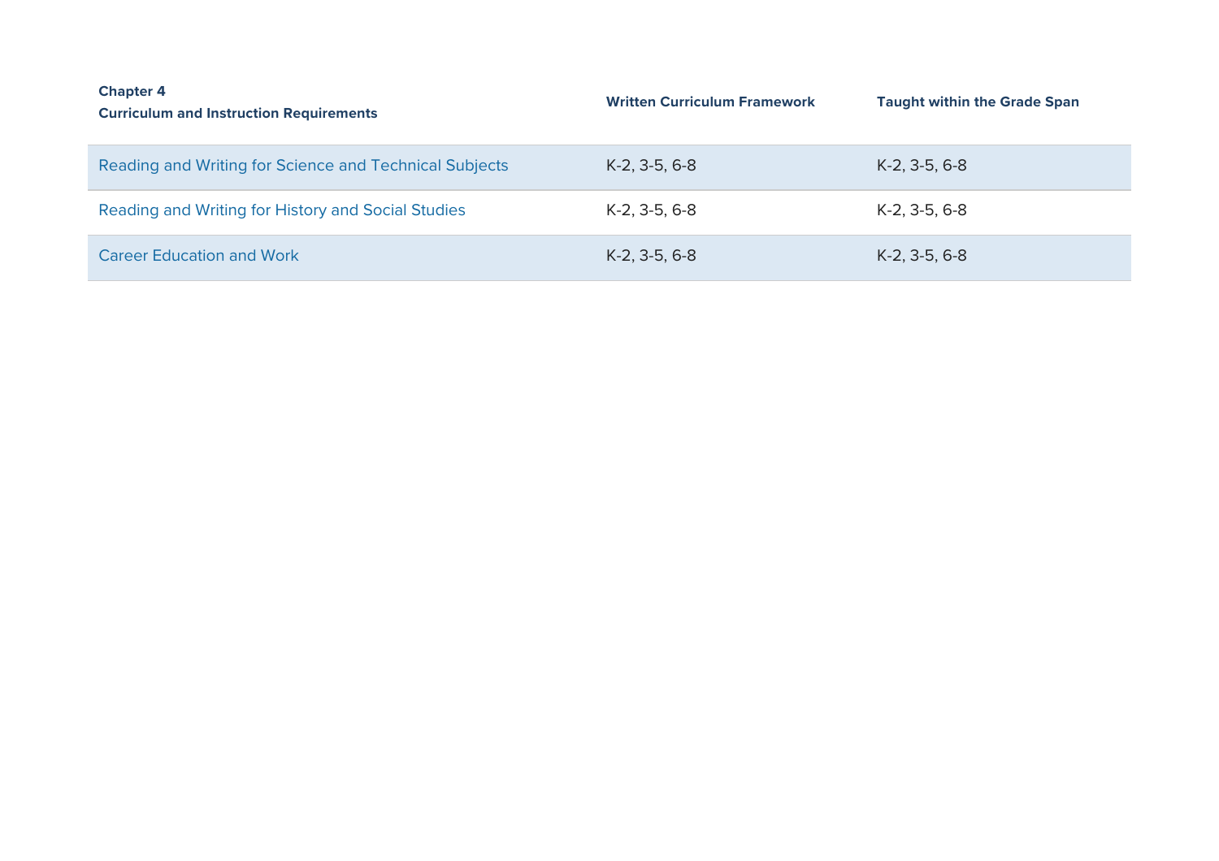| **Chapter 4**<br>**Curriculum and Instruction Requirements** | **Written Curriculum Framework** | **Taught within the Grade Span** |
|---|---|---|
| Reading and Writing for Science and Technical Subjects | K-2, 3-5, 6-8 | K-2, 3-5, 6-8 |
| Reading and Writing for History and Social Studies | K-2, 3-5, 6-8 | K-2, 3-5, 6-8 |
| Career Education and Work | K-2, 3-5, 6-8 | K-2, 3-5, 6-8 |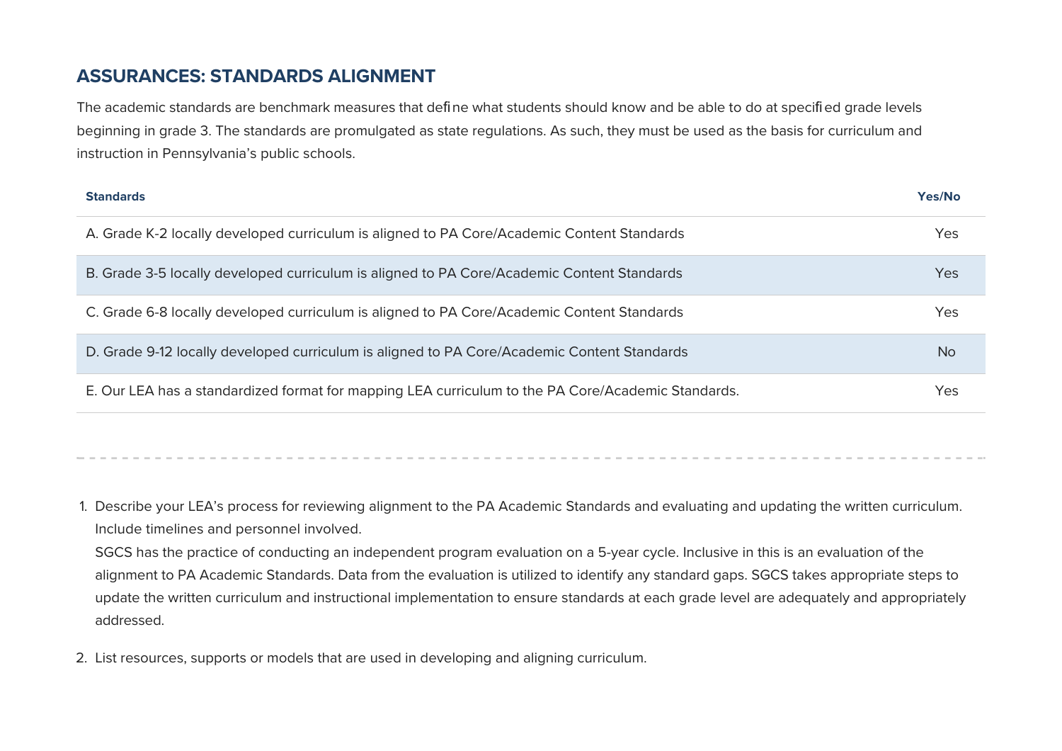## ASSURANCES: STANDARDS ALIGNMENT

The academic standards are benchmark measures that define what students should know and be able to do at specified grade levels beginning in grade 3. The standards are promulgated as state regulations. As such, they must be used as the basis for curriculum and instruction in Pennsylvania's public schools.

| Standards | Yes/No |
| --- | --- |
| A. Grade K-2 locally developed curriculum is aligned to PA Core/Academic Content Standards | Yes |
| B. Grade 3-5 locally developed curriculum is aligned to PA Core/Academic Content Standards | Yes |
| C. Grade 6-8 locally developed curriculum is aligned to PA Core/Academic Content Standards | Yes |
| D. Grade 9-12 locally developed curriculum is aligned to PA Core/Academic Content Standards | No |
| E. Our LEA has a standardized format for mapping LEA curriculum to the PA Core/Academic Standards. | Yes |

1. Describe your LEA's process for reviewing alignment to the PA Academic Standards and evaluating and updating the written curriculum. Include timelines and personnel involved.
   SGCS has the practice of conducting an independent program evaluation on a 5-year cycle. Inclusive in this is an evaluation of the alignment to PA Academic Standards. Data from the evaluation is utilized to identify any standard gaps. SGCS takes appropriate steps to update the written curriculum and instructional implementation to ensure standards at each grade level are adequately and appropriately addressed.

2. List resources, supports or models that are used in developing and aligning curriculum.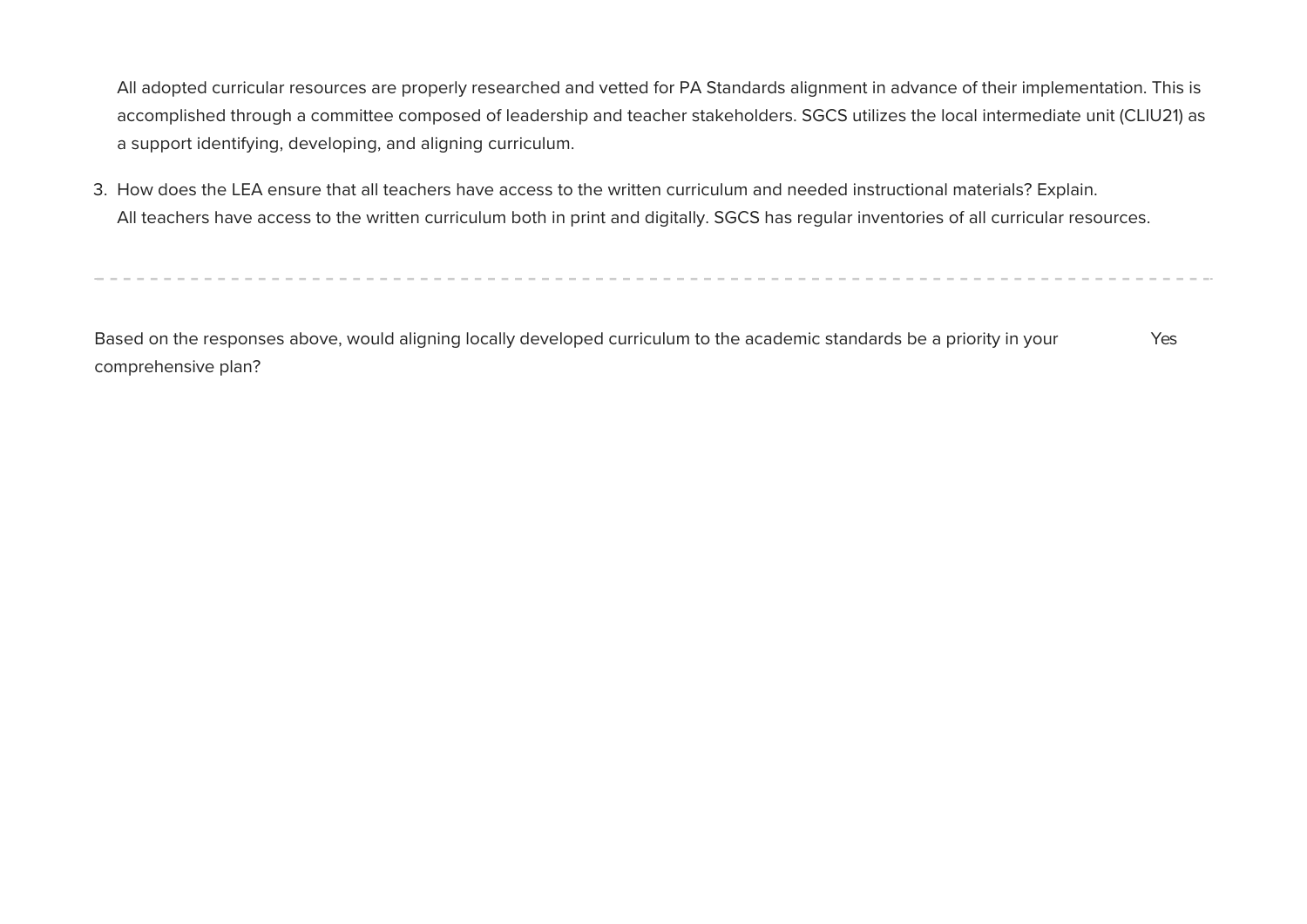All adopted curricular resources are properly researched and vetted for PA Standards alignment in advance of their implementation. This is accomplished through a committee composed of leadership and teacher stakeholders. SGCS utilizes the local intermediate unit (CLIU21) as a support identifying, developing, and aligning curriculum.

3. How does the LEA ensure that all teachers have access to the written curriculum and needed instructional materials? Explain.
   All teachers have access to the written curriculum both in print and digitally. SGCS has regular inventories of all curricular resources.

---

| | |
|---|---|
| Based on the responses above, would aligning locally developed curriculum to the academic standards be a priority in your comprehensive plan? | Yes |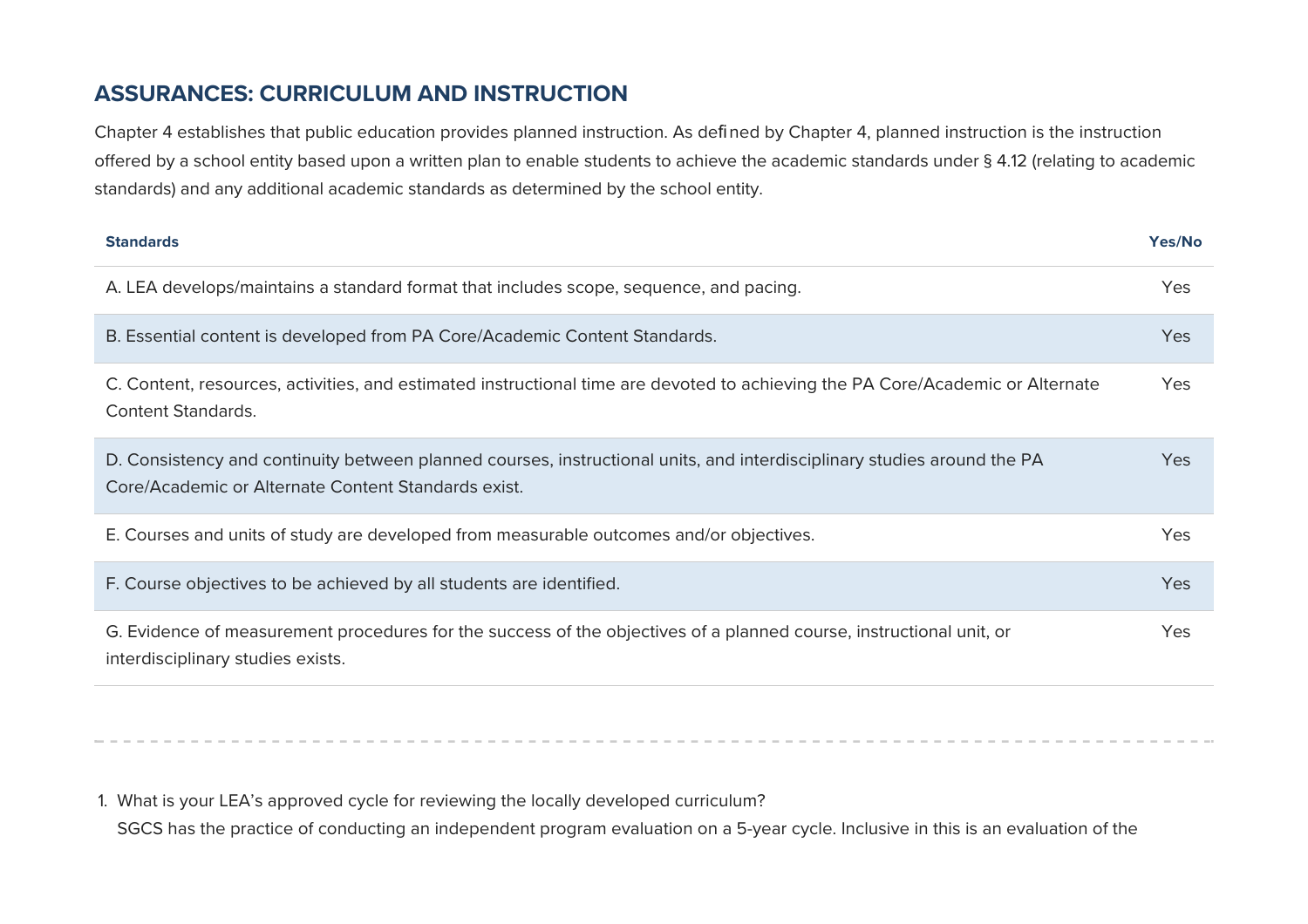## ASSURANCES: CURRICULUM AND INSTRUCTION

Chapter 4 establishes that public education provides planned instruction. As defined by Chapter 4, planned instruction is the instruction offered by a school entity based upon a written plan to enable students to achieve the academic standards under § 4.12 (relating to academic standards) and any additional academic standards as determined by the school entity.

| Standards | Yes/No |
| --- | --- |
| A. LEA develops/maintains a standard format that includes scope, sequence, and pacing. | Yes |
| B. Essential content is developed from PA Core/Academic Content Standards. | Yes |
| C. Content, resources, activities, and estimated instructional time are devoted to achieving the PA Core/Academic or Alternate Content Standards. | Yes |
| D. Consistency and continuity between planned courses, instructional units, and interdisciplinary studies around the PA Core/Academic or Alternate Content Standards exist. | Yes |
| E. Courses and units of study are developed from measurable outcomes and/or objectives. | Yes |
| F. Course objectives to be achieved by all students are identified. | Yes |
| G. Evidence of measurement procedures for the success of the objectives of a planned course, instructional unit, or interdisciplinary studies exists. | Yes |

1. What is your LEA's approved cycle for reviewing the locally developed curriculum?
   SGCS has the practice of conducting an independent program evaluation on a 5-year cycle. Inclusive in this is an evaluation of the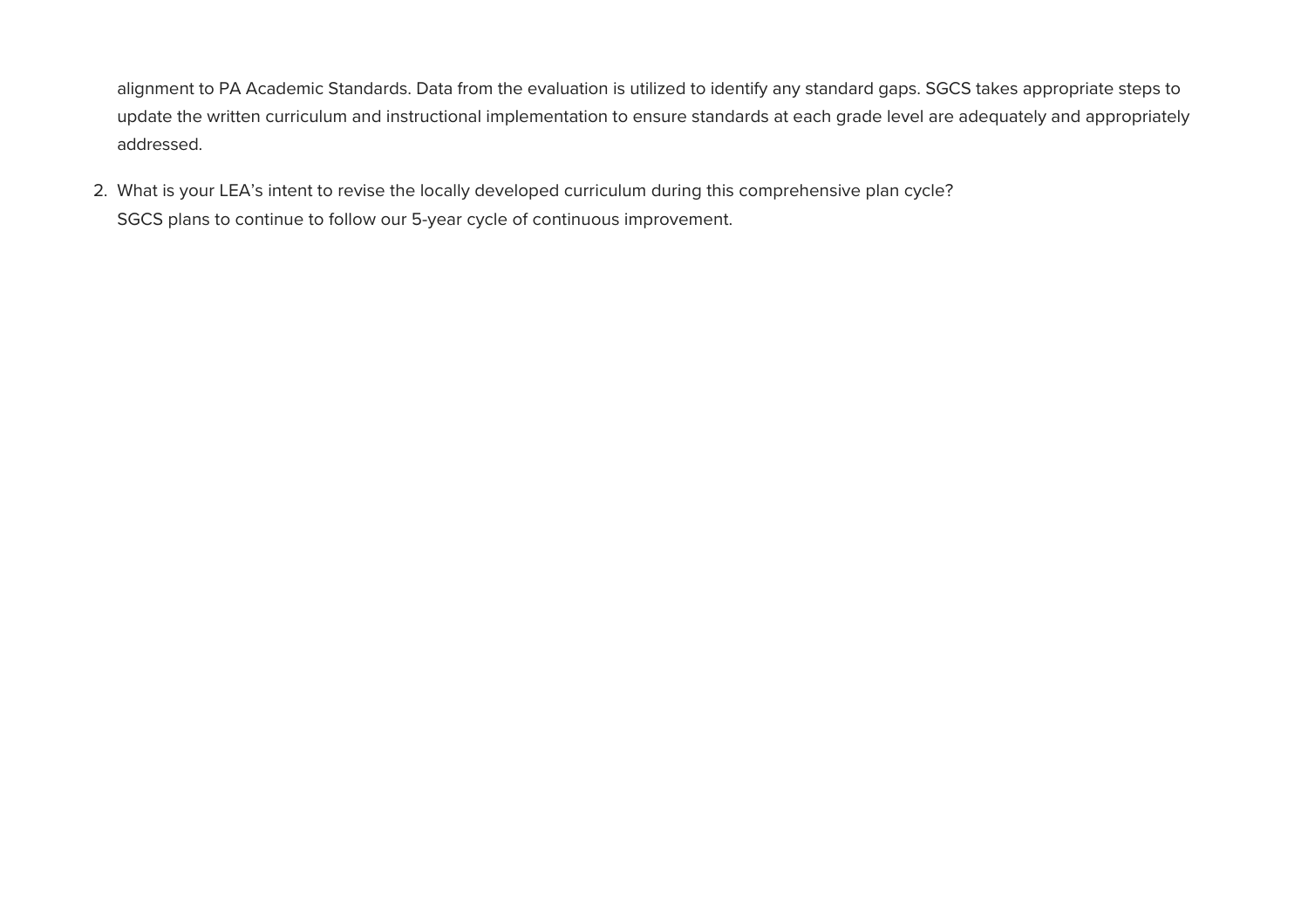alignment to PA Academic Standards. Data from the evaluation is utilized to identify any standard gaps. SGCS takes appropriate steps to update the written curriculum and instructional implementation to ensure standards at each grade level are adequately and appropriately addressed.

2. What is your LEA's intent to revise the locally developed curriculum during this comprehensive plan cycle?
   SGCS plans to continue to follow our 5-year cycle of continuous improvement.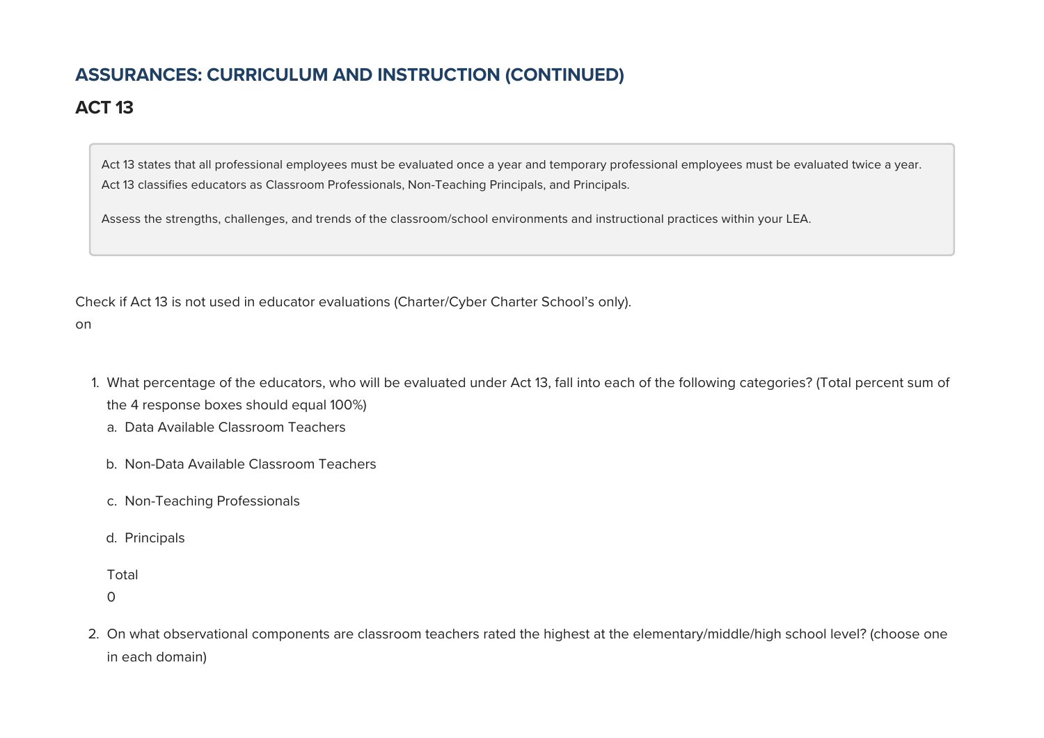## ASSURANCES: CURRICULUM AND INSTRUCTION (CONTINUED)

## ACT 13

Act 13 states that all professional employees must be evaluated once a year and temporary professional employees must be evaluated twice a year. Act 13 classifies educators as Classroom Professionals, Non-Teaching Principals, and Principals.

Assess the strengths, challenges, and trends of the classroom/school environments and instructional practices within your LEA.

Check if Act 13 is not used in educator evaluations (Charter/Cyber Charter School's only).
on

1. What percentage of the educators, who will be evaluated under Act 13, fall into each of the following categories? (Total percent sum of the 4 response boxes should equal 100%)
   a. Data Available Classroom Teachers

   b. Non-Data Available Classroom Teachers

   c. Non-Teaching Professionals

   d. Principals

   Total
   0

2. On what observational components are classroom teachers rated the highest at the elementary/middle/high school level? (choose one in each domain)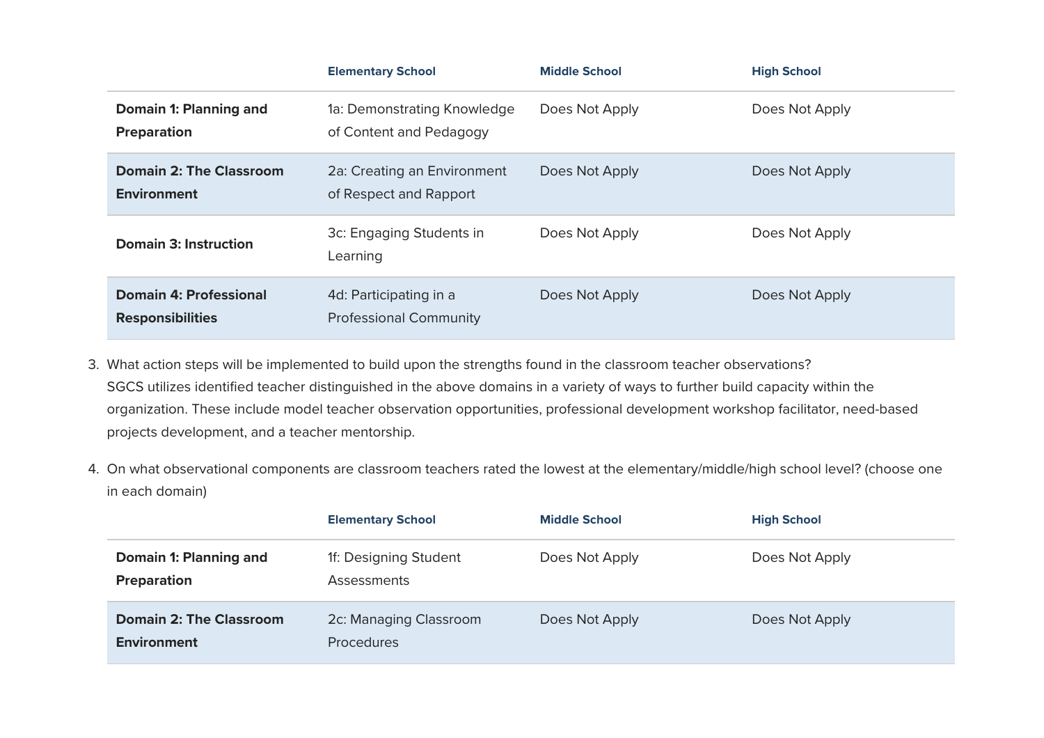| | Elementary School | Middle School | High School |
|---|---|---|---|
| **Domain 1: Planning and Preparation** | 1a: Demonstrating Knowledge of Content and Pedagogy | Does Not Apply | Does Not Apply |
| **Domain 2: The Classroom Environment** | 2a: Creating an Environment of Respect and Rapport | Does Not Apply | Does Not Apply |
| **Domain 3: Instruction** | 3c: Engaging Students in Learning | Does Not Apply | Does Not Apply |
| **Domain 4: Professional Responsibilities** | 4d: Participating in a Professional Community | Does Not Apply | Does Not Apply |

3. What action steps will be implemented to build upon the strengths found in the classroom teacher observations?
   SGCS utilizes identified teacher distinguished in the above domains in a variety of ways to further build capacity within the organization. These include model teacher observation opportunities, professional development workshop facilitator, need-based projects development, and a teacher mentorship.

4. On what observational components are classroom teachers rated the lowest at the elementary/middle/high school level? (choose one in each domain)

| | Elementary School | Middle School | High School |
|---|---|---|---|
| **Domain 1: Planning and Preparation** | 1f: Designing Student Assessments | Does Not Apply | Does Not Apply |
| **Domain 2: The Classroom Environment** | 2c: Managing Classroom Procedures | Does Not Apply | Does Not Apply |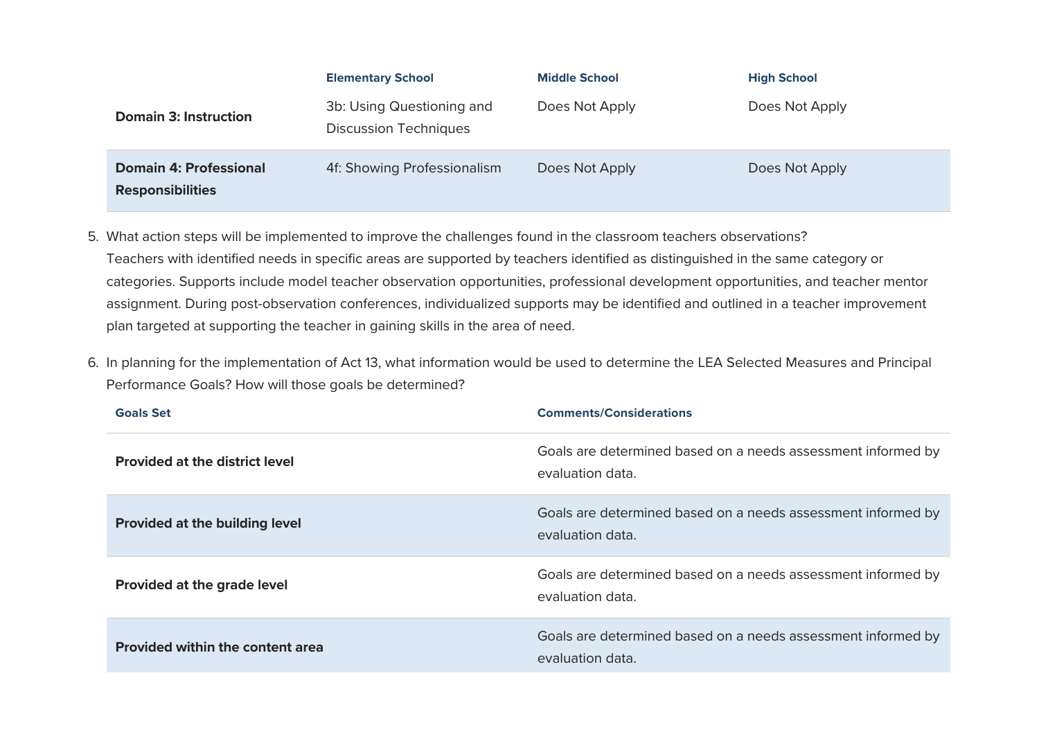| | Elementary School | Middle School | High School |
|---|---|---|---|
| **Domain 3: Instruction** | 3b: Using Questioning and Discussion Techniques | Does Not Apply | Does Not Apply |
| **Domain 4: Professional Responsibilities** | 4f: Showing Professionalism | Does Not Apply | Does Not Apply |

5. What action steps will be implemented to improve the challenges found in the classroom teachers observations?
   Teachers with identified needs in specific areas are supported by teachers identified as distinguished in the same category or categories. Supports include model teacher observation opportunities, professional development opportunities, and teacher mentor assignment. During post-observation conferences, individualized supports may be identified and outlined in a teacher improvement plan targeted at supporting the teacher in gaining skills in the area of need.

6. In planning for the implementation of Act 13, what information would be used to determine the LEA Selected Measures and Principal Performance Goals? How will those goals be determined?

| Goals Set | Comments/Considerations |
|---|---|
| **Provided at the district level** | Goals are determined based on a needs assessment informed by evaluation data. |
| **Provided at the building level** | Goals are determined based on a needs assessment informed by evaluation data. |
| **Provided at the grade level** | Goals are determined based on a needs assessment informed by evaluation data. |
| **Provided within the content area** | Goals are determined based on a needs assessment informed by evaluation data. |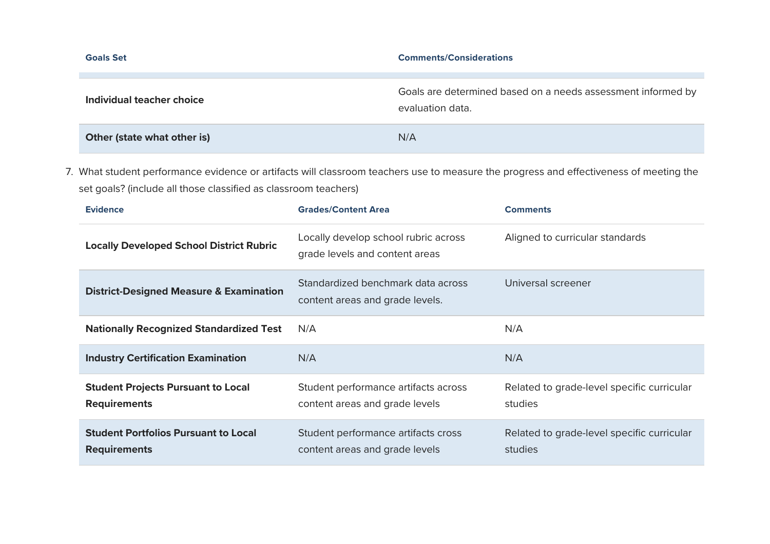| Goals Set | Comments/Considerations |
| --- | --- |
| **Individual teacher choice** | Goals are determined based on a needs assessment informed by evaluation data. |
| **Other (state what other is)** | N/A |

7. What student performance evidence or artifacts will classroom teachers use to measure the progress and effectiveness of meeting the set goals? (include all those classified as classroom teachers)

| Evidence | Grades/Content Area | Comments |
| --- | --- | --- |
| **Locally Developed School District Rubric** | Locally develop school rubric across grade levels and content areas | Aligned to curricular standards |
| **District-Designed Measure & Examination** | Standardized benchmark data across content areas and grade levels. | Universal screener |
| **Nationally Recognized Standardized Test** | N/A | N/A |
| **Industry Certification Examination** | N/A | N/A |
| **Student Projects Pursuant to Local Requirements** | Student performance artifacts across content areas and grade levels | Related to grade-level specific curricular studies |
| **Student Portfolios Pursuant to Local Requirements** | Student performance artifacts cross content areas and grade levels | Related to grade-level specific curricular studies |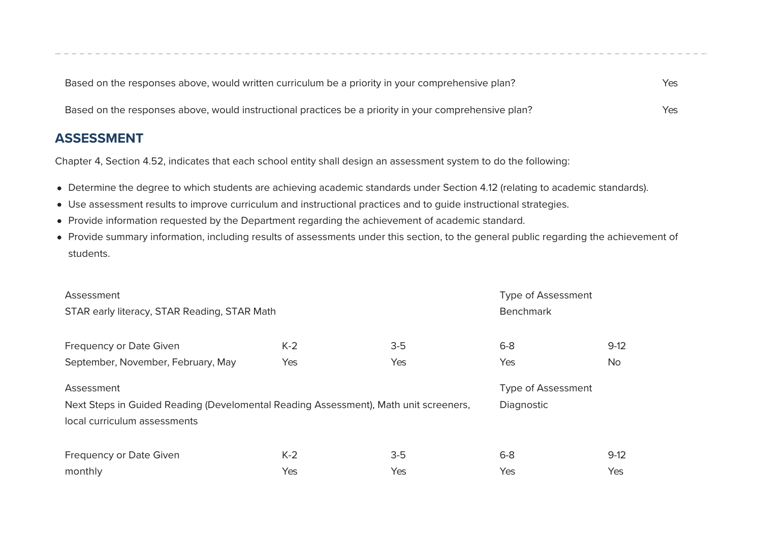| | |
|---|---|
| Based on the responses above, would written curriculum be a priority in your comprehensive plan? | Yes |
| Based on the responses above, would instructional practices be a priority in your comprehensive plan? | Yes |

## ASSESSMENT

Chapter 4, Section 4.52, indicates that each school entity shall design an assessment system to do the following:

- Determine the degree to which students are achieving academic standards under Section 4.12 (relating to academic standards).
- Use assessment results to improve curriculum and instructional practices and to guide instructional strategies.
- Provide information requested by the Department regarding the achievement of academic standard.
- Provide summary information, including results of assessments under this section, to the general public regarding the achievement of students.

| Assessment | | | Type of Assessment | |
|---|---|---|---|---|
| STAR early literacy, STAR Reading, STAR Math | | | Benchmark | |
| **Frequency or Date Given** | **K-2** | **3-5** | **6-8** | **9-12** |
| September, November, February, May | Yes | Yes | Yes | No |

| Assessment | | | Type of Assessment | |
|---|---|---|---|---|
| Next Steps in Guided Reading (Develomental Reading Assessment), Math unit screeners, local curriculum assessments | | | Diagnostic | |
| **Frequency or Date Given** | **K-2** | **3-5** | **6-8** | **9-12** |
| monthly | Yes | Yes | Yes | Yes |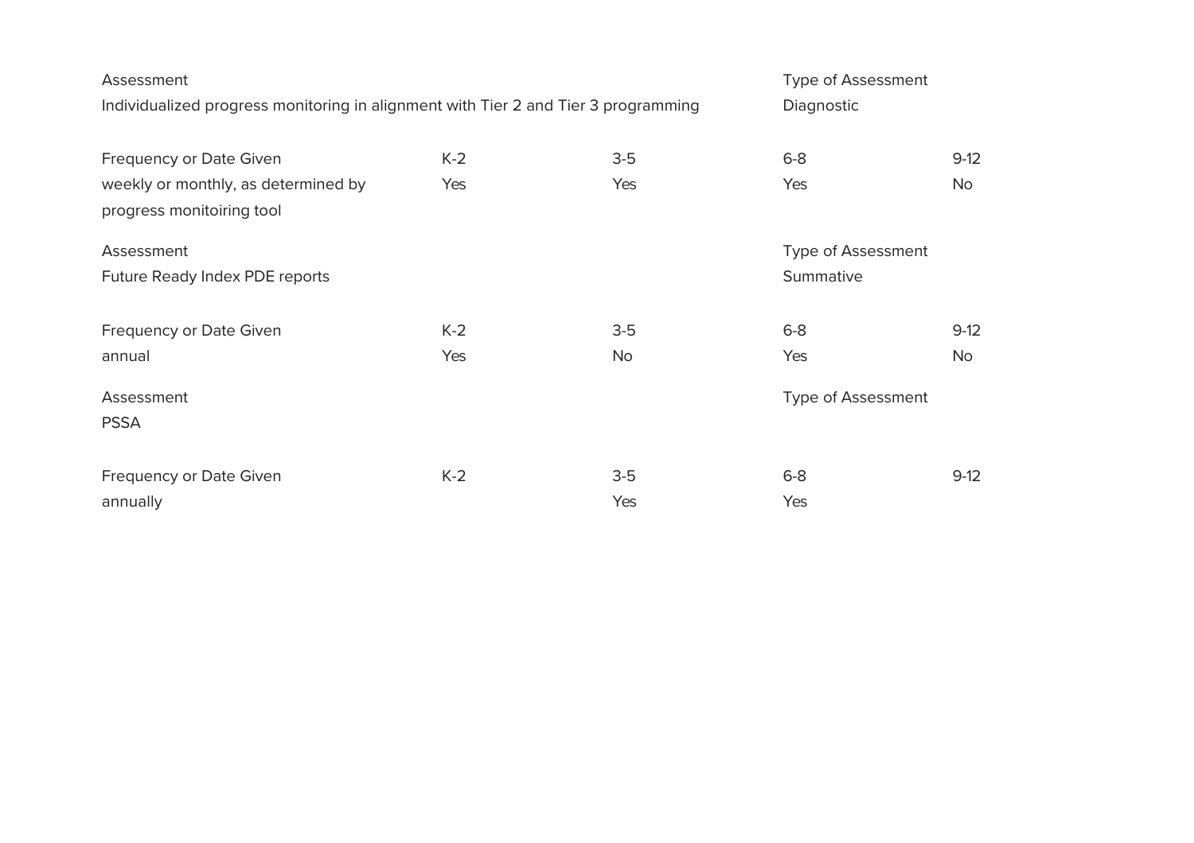| Assessment | | | Type of Assessment | |
|---|---|---|---|---|
| Individualized progress monitoring in alignment with Tier 2 and Tier 3 programming | | | Diagnostic | |

| Frequency or Date Given | K-2 | 3-5 | 6-8 | 9-12 |
|---|---|---|---|---|
| weekly or monthly, as determined by progress monitoiring tool | Yes | Yes | Yes | No |

| Assessment | | | Type of Assessment | |
|---|---|---|---|---|
| Future Ready Index PDE reports | | | Summative | |

| Frequency or Date Given | K-2 | 3-5 | 6-8 | 9-12 |
|---|---|---|---|---|
| annual | Yes | No | Yes | No |

| Assessment | | | Type of Assessment | |
|---|---|---|---|---|
| PSSA | | | | |

| Frequency or Date Given | K-2 | 3-5 | 6-8 | 9-12 |
|---|---|---|---|---|
| annually | | Yes | Yes | |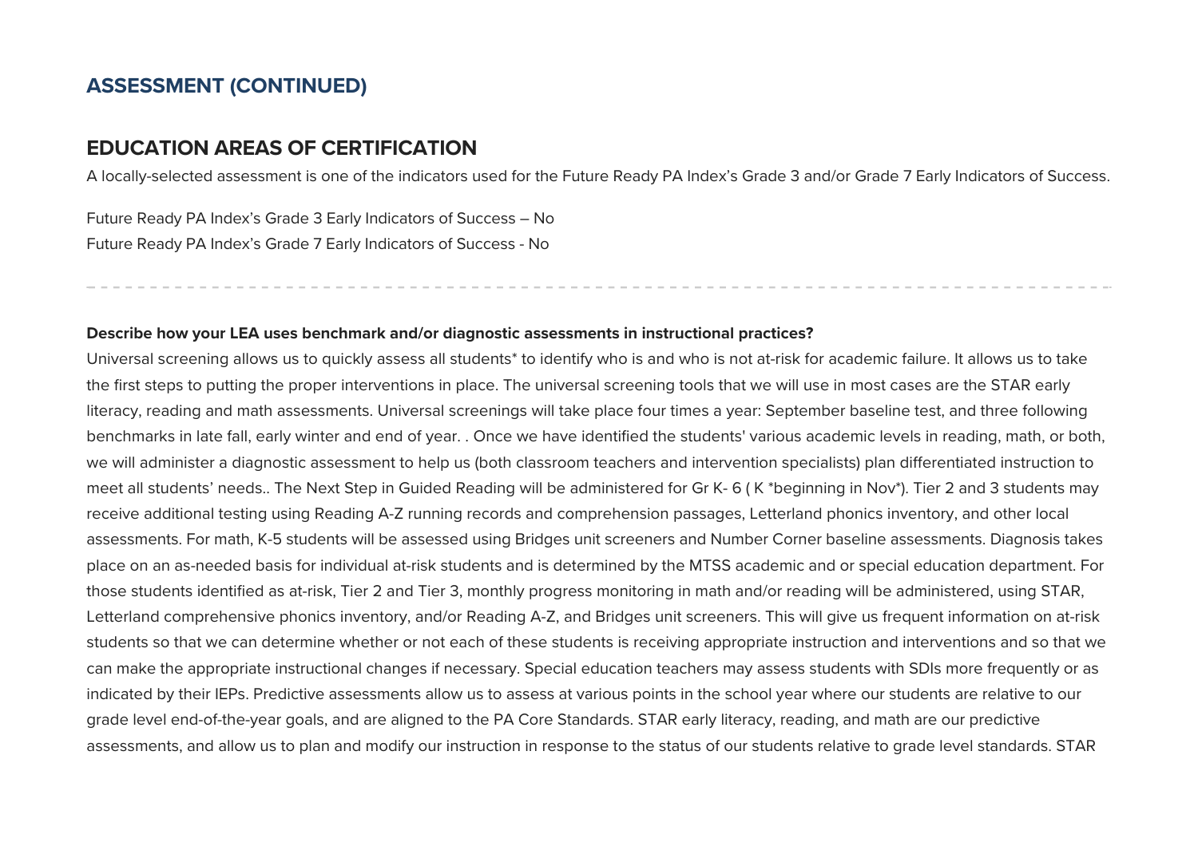## ASSESSMENT (CONTINUED)

## EDUCATION AREAS OF CERTIFICATION

A locally-selected assessment is one of the indicators used for the Future Ready PA Index's Grade 3 and/or Grade 7 Early Indicators of Success.

Future Ready PA Index's Grade 3 Early Indicators of Success – No
Future Ready PA Index's Grade 7 Early Indicators of Success - No

---

**Describe how your LEA uses benchmark and/or diagnostic assessments in instructional practices?**

Universal screening allows us to quickly assess all students* to identify who is and who is not at-risk for academic failure. It allows us to take the first steps to putting the proper interventions in place. The universal screening tools that we will use in most cases are the STAR early literacy, reading and math assessments. Universal screenings will take place four times a year: September baseline test, and three following benchmarks in late fall, early winter and end of year. . Once we have identified the students' various academic levels in reading, math, or both, we will administer a diagnostic assessment to help us (both classroom teachers and intervention specialists) plan differentiated instruction to meet all students' needs.. The Next Step in Guided Reading will be administered for Gr K- 6 ( K *beginning in Nov*). Tier 2 and 3 students may receive additional testing using Reading A-Z running records and comprehension passages, Letterland phonics inventory, and other local assessments. For math, K-5 students will be assessed using Bridges unit screeners and Number Corner baseline assessments. Diagnosis takes place on an as-needed basis for individual at-risk students and is determined by the MTSS academic and or special education department. For those students identified as at-risk, Tier 2 and Tier 3, monthly progress monitoring in math and/or reading will be administered, using STAR, Letterland comprehensive phonics inventory, and/or Reading A-Z, and Bridges unit screeners. This will give us frequent information on at-risk students so that we can determine whether or not each of these students is receiving appropriate instruction and interventions and so that we can make the appropriate instructional changes if necessary. Special education teachers may assess students with SDIs more frequently or as indicated by their IEPs. Predictive assessments allow us to assess at various points in the school year where our students are relative to our grade level end-of-the-year goals, and are aligned to the PA Core Standards. STAR early literacy, reading, and math are our predictive assessments, and allow us to plan and modify our instruction in response to the status of our students relative to grade level standards. STAR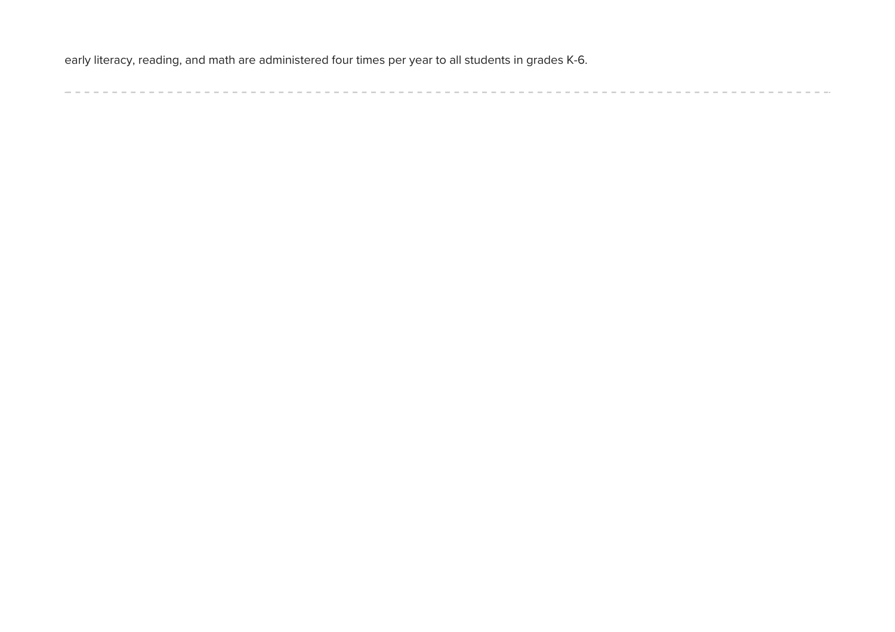early literacy, reading, and math are administered four times per year to all students in grades K-6.

---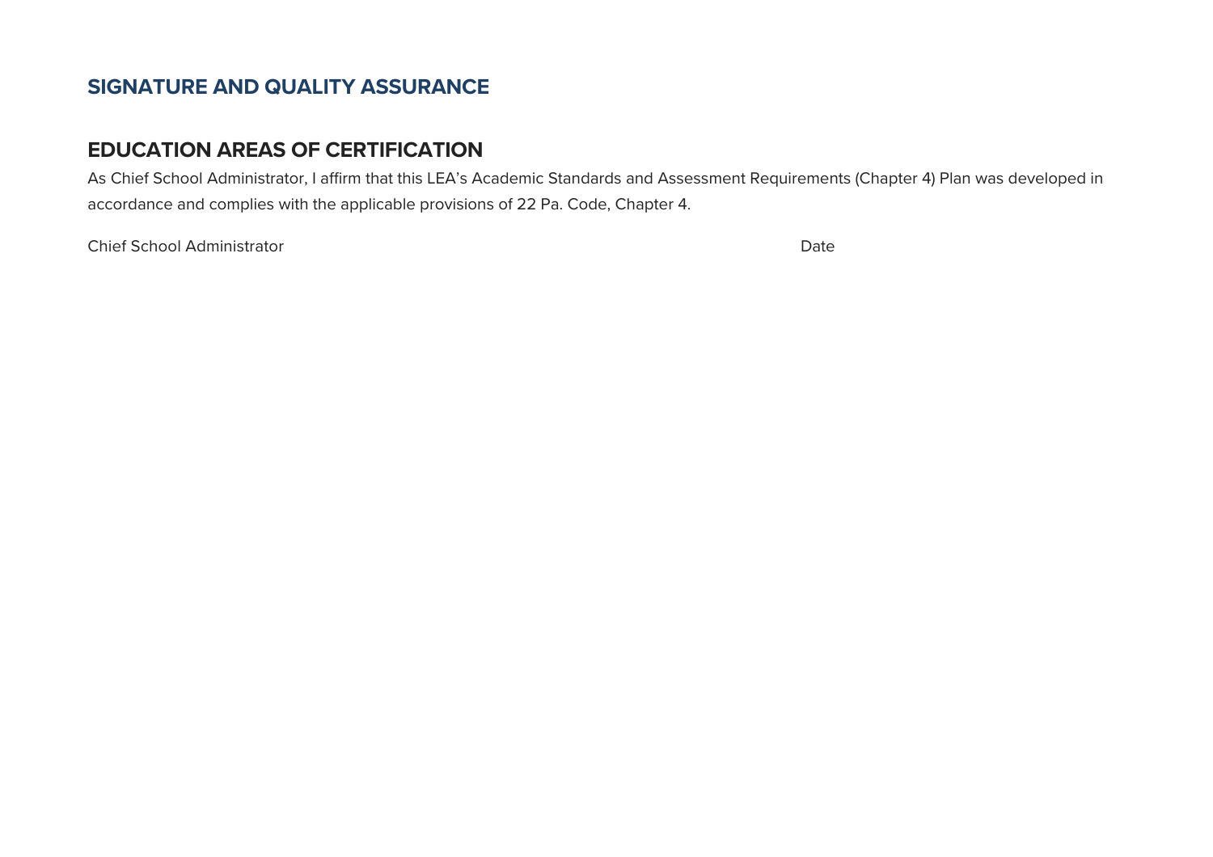## SIGNATURE AND QUALITY ASSURANCE

## EDUCATION AREAS OF CERTIFICATION

As Chief School Administrator, I affirm that this LEA's Academic Standards and Assessment Requirements (Chapter 4) Plan was developed in accordance and complies with the applicable provisions of 22 Pa. Code, Chapter 4.

| | |
|---|---|
| Chief School Administrator | Date |